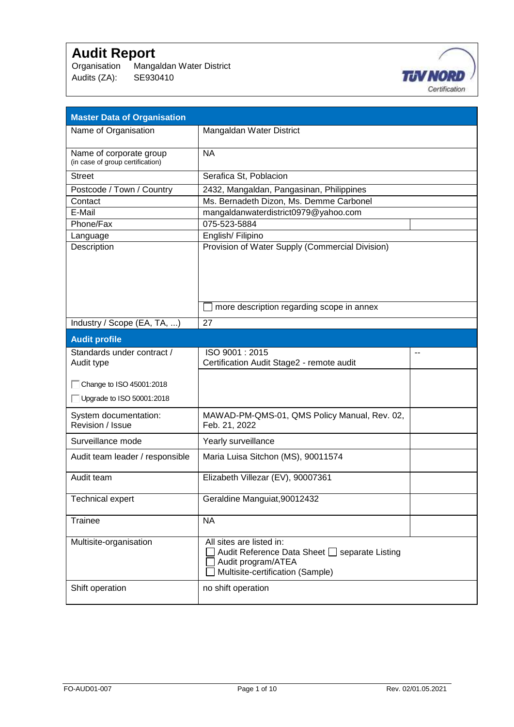# Audit Report

Organisation Mangaldan Water District
Audits (ZA): SE930410

| **Master Data of Organisation** | | |
|---|---|---|
| Name of Organisation | Mangaldan Water District | |
| Name of corporate group (in case of group certification) | NA | |
| Street | Serafica St, Poblacion | |
| Postcode / Town / Country | 2432, Mangaldan, Pangasinan, Philippines | |
| Contact | Ms. Bernadeth Dizon, Ms. Demme Carbonel | |
| E-Mail | mangaldanwaterdistrict0979@yahoo.com | |
| Phone/Fax | 075-523-5884 | |
| Language | English/ Filipino | |
| Description | Provision of Water Supply (Commercial Division)<br><br>☐ more description regarding scope in annex | |
| Industry / Scope (EA, TA, ...) | 27 | |
| **Audit profile** | | |
| Standards under contract / Audit type<br><br>☐ Change to ISO 45001:2018<br>☐ Upgrade to ISO 50001:2018 | ISO 9001 : 2015<br>Certification Audit Stage2 - remote audit | -- |
| System documentation: Revision / Issue | MAWAD-PM-QMS-01, QMS Policy Manual, Rev. 02, Feb. 21, 2022 | |
| Surveillance mode | Yearly surveillance | |
| Audit team leader / responsible | Maria Luisa Sitchon (MS), 90011574 | |
| Audit team | Elizabeth Villezar (EV), 90007361 | |
| Technical expert | Geraldine Manguiat,90012432 | |
| Trainee | NA | |
| Multisite-organisation | All sites are listed in:<br>☐ Audit Reference Data Sheet ☐ separate Listing<br>☐ Audit program/ATEA<br>☐ Multisite-certification (Sample) | |
| Shift operation | no shift operation | |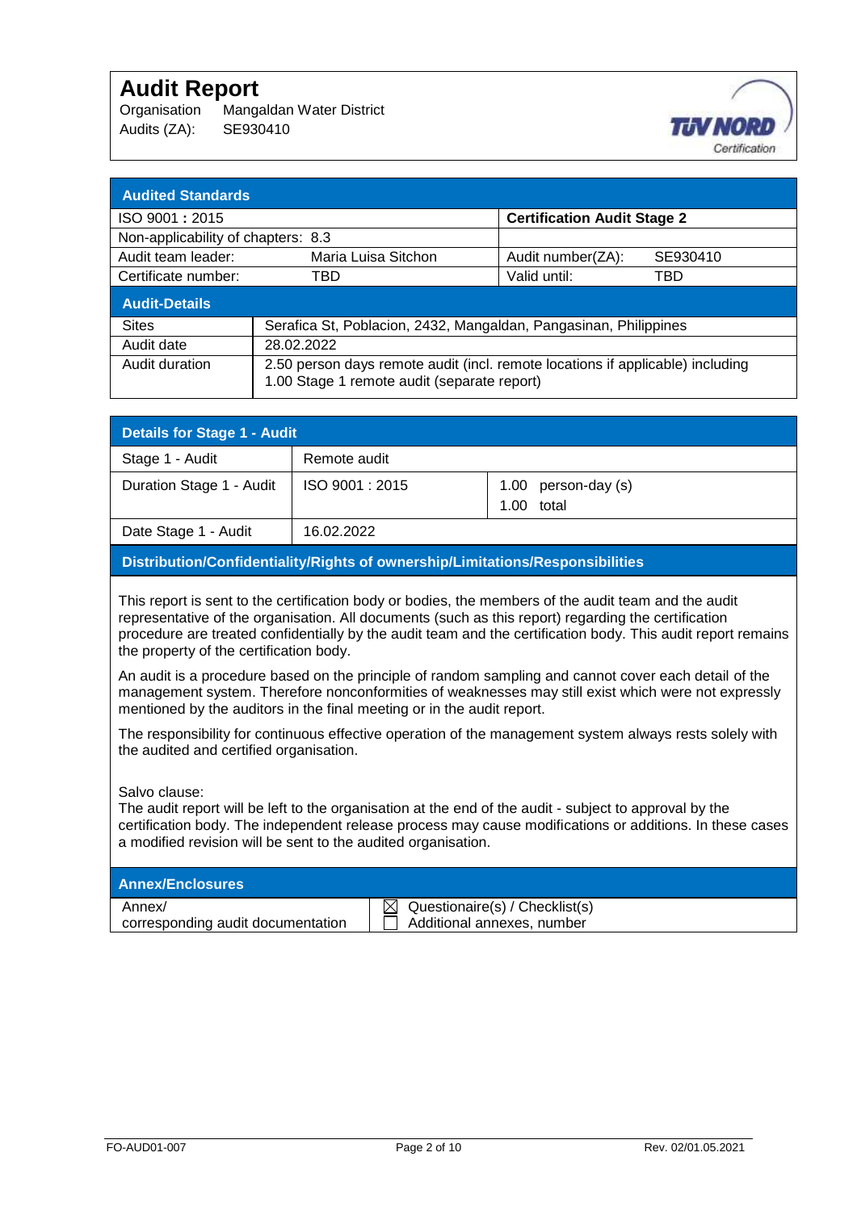# Audit Report

Organisation Mangaldan Water District
Audits (ZA): SE930410

## Audited Standards

| | | | |
|---|---|---|---|
| ISO 9001 : 2015 | | **Certification Audit Stage 2** | |
| Non-applicability of chapters: 8.3 | | | |
| Audit team leader: | Maria Luisa Sitchon | Audit number(ZA): | SE930410 |
| Certificate number: | TBD | Valid until: | TBD |

## Audit-Details

| | |
|---|---|
| Sites | Serafica St, Poblacion, 2432, Mangaldan, Pangasinan, Philippines |
| Audit date | 28.02.2022 |
| Audit duration | 2.50 person days remote audit (incl. remote locations if applicable) including 1.00 Stage 1 remote audit (separate report) |

## Details for Stage 1 - Audit

| | | |
|---|---|---|
| Stage 1 - Audit | Remote audit | |
| Duration Stage 1 - Audit | ISO 9001 : 2015 | 1.00 person-day (s)<br>1.00 total |
| Date Stage 1 - Audit | 16.02.2022 | |

## Distribution/Confidentiality/Rights of ownership/Limitations/Responsibilities

This report is sent to the certification body or bodies, the members of the audit team and the audit representative of the organisation. All documents (such as this report) regarding the certification procedure are treated confidentially by the audit team and the certification body. This audit report remains the property of the certification body.

An audit is a procedure based on the principle of random sampling and cannot cover each detail of the management system. Therefore nonconformities of weaknesses may still exist which were not expressly mentioned by the auditors in the final meeting or in the audit report.

The responsibility for continuous effective operation of the management system always rests solely with the audited and certified organisation.

Salvo clause:
The audit report will be left to the organisation at the end of the audit - subject to approval by the certification body. The independent release process may cause modifications or additions. In these cases a modified revision will be sent to the audited organisation.

## Annex/Enclosures

| | |
|---|---|
| Annex/<br>corresponding audit documentation | ☒ Questionaire(s) / Checklist(s)<br>☐ Additional annexes, number |

FO-AUD01-007 Rev. 02/01.05.2021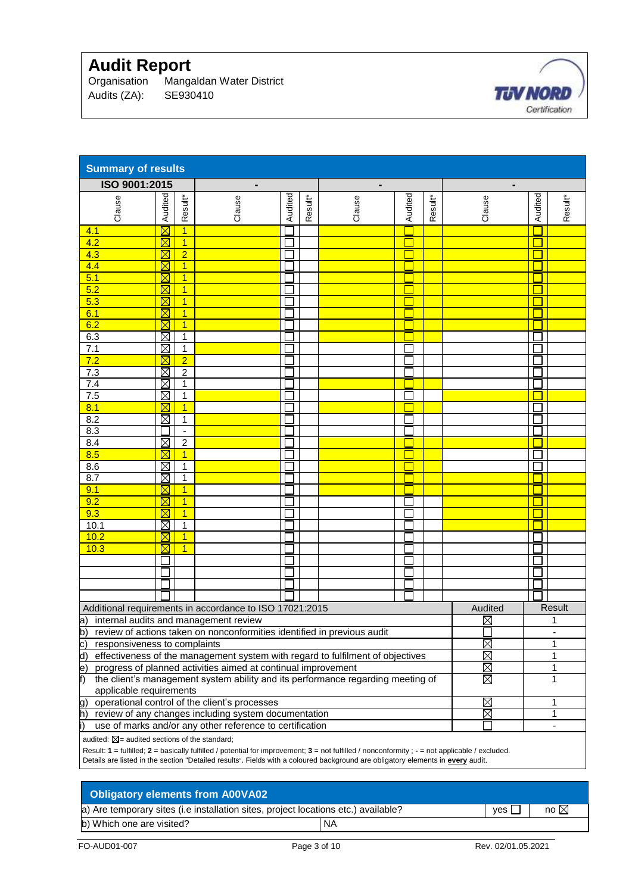# Audit Report

Organisation Mangaldan Water District
Audits (ZA): SE930410

## Summary of results

| ISO 9001:2015 | | | - | | | - | | | - | | |
|---|---|---|---|---|---|---|---|---|---|---|---|
| Clause | Audited | Result* | Clause | Audited | Result* | Clause | Audited | Result* | Clause | Audited | Result* |
| 4.1 | ☒ | 1 | | ☐ | | | ☐ | | | ☐ | |
| 4.2 | ☒ | 1 | | ☐ | | | ☐ | | | ☐ | |
| 4.3 | ☒ | 2 | | ☐ | | | ☐ | | | ☐ | |
| 4.4 | ☒ | 1 | | ☐ | | | ☐ | | | ☐ | |
| 5.1 | ☒ | 1 | | ☐ | | | ☐ | | | ☐ | |
| 5.2 | ☒ | 1 | | ☐ | | | ☐ | | | ☐ | |
| 5.3 | ☒ | 1 | | ☐ | | | ☐ | | | ☐ | |
| 6.1 | ☒ | 1 | | ☐ | | | ☐ | | | ☐ | |
| 6.2 | ☒ | 1 | | ☐ | | | ☐ | | | ☐ | |
| 6.3 | ☒ | 1 | | ☐ | | | ☐ | | | ☐ | |
| 7.1 | ☒ | 1 | | ☐ | | | ☐ | | | ☐ | |
| 7.2 | ☒ | 2 | | ☐ | | | ☐ | | | ☐ | |
| 7.3 | ☒ | 2 | | ☐ | | | ☐ | | | ☐ | |
| 7.4 | ☒ | 1 | | ☐ | | | ☐ | | | ☐ | |
| 7.5 | ☒ | 1 | | ☐ | | | ☐ | | | ☐ | |
| 8.1 | ☒ | 1 | | ☐ | | | ☐ | | | ☐ | |
| 8.2 | ☒ | 1 | | ☐ | | | ☐ | | | ☐ | |
| 8.3 | ☐ | - | | ☐ | | | ☐ | | | ☐ | |
| 8.4 | ☒ | 2 | | ☐ | | | ☐ | | | ☐ | |
| 8.5 | ☒ | 1 | | ☐ | | | ☐ | | | ☐ | |
| 8.6 | ☒ | 1 | | ☐ | | | ☐ | | | ☐ | |
| 8.7 | ☒ | 1 | | ☐ | | | ☐ | | | ☐ | |
| 9.1 | ☒ | 1 | | ☐ | | | ☐ | | | ☐ | |
| 9.2 | ☒ | 1 | | ☐ | | | ☐ | | | ☐ | |
| 9.3 | ☒ | 1 | | ☐ | | | ☐ | | | ☐ | |
| 10.1 | ☒ | 1 | | ☐ | | | ☐ | | | ☐ | |
| 10.2 | ☒ | 1 | | ☐ | | | ☐ | | | ☐ | |
| 10.3 | ☒ | 1 | | ☐ | | | ☐ | | | ☐ | |
| | ☐ | | | ☐ | | | ☐ | | | ☐ | |
| | ☐ | | | ☐ | | | ☐ | | | ☐ | |
| | ☐ | | | ☐ | | | ☐ | | | ☐ | |
| | ☐ | | | ☐ | | | ☐ | | | ☐ | |

| Additional requirements in accordance to ISO 17021:2015 | Audited | Result |
|---|---|---|
| a) internal audits and management review | ☒ | 1 |
| b) review of actions taken on nonconformities identified in previous audit | ☐ | - |
| c) responsiveness to complaints | ☒ | 1 |
| d) effectiveness of the management system with regard to fulfilment of objectives | ☒ | 1 |
| e) progress of planned activities aimed at continual improvement | ☒ | 1 |
| f) the client's management system ability and its performance regarding meeting of applicable requirements | ☒ | 1 |
| g) operational control of the client's processes | ☒ | 1 |
| h) review of any changes including system documentation | ☒ | 1 |
| i) use of marks and/or any other reference to certification | ☐ | - |

audited: ☒= audited sections of the standard;

Result: **1** = fulfilled; **2** = basically fulfilled / potential for improvement; **3** = not fulfilled / nonconformity ; **-** = not applicable / excluded.
Details are listed in the section "Detailed results". Fields with a coloured background are obligatory elements in **every** audit.

## Obligatory elements from A00VA02

| a) Are temporary sites (i.e installation sites, project locations etc.) available? | yes ☐ | no ☒ |
|---|---|---|
| b) Which one are visited? | NA | |

FO-AUD01-007 Rev. 02/01.05.2021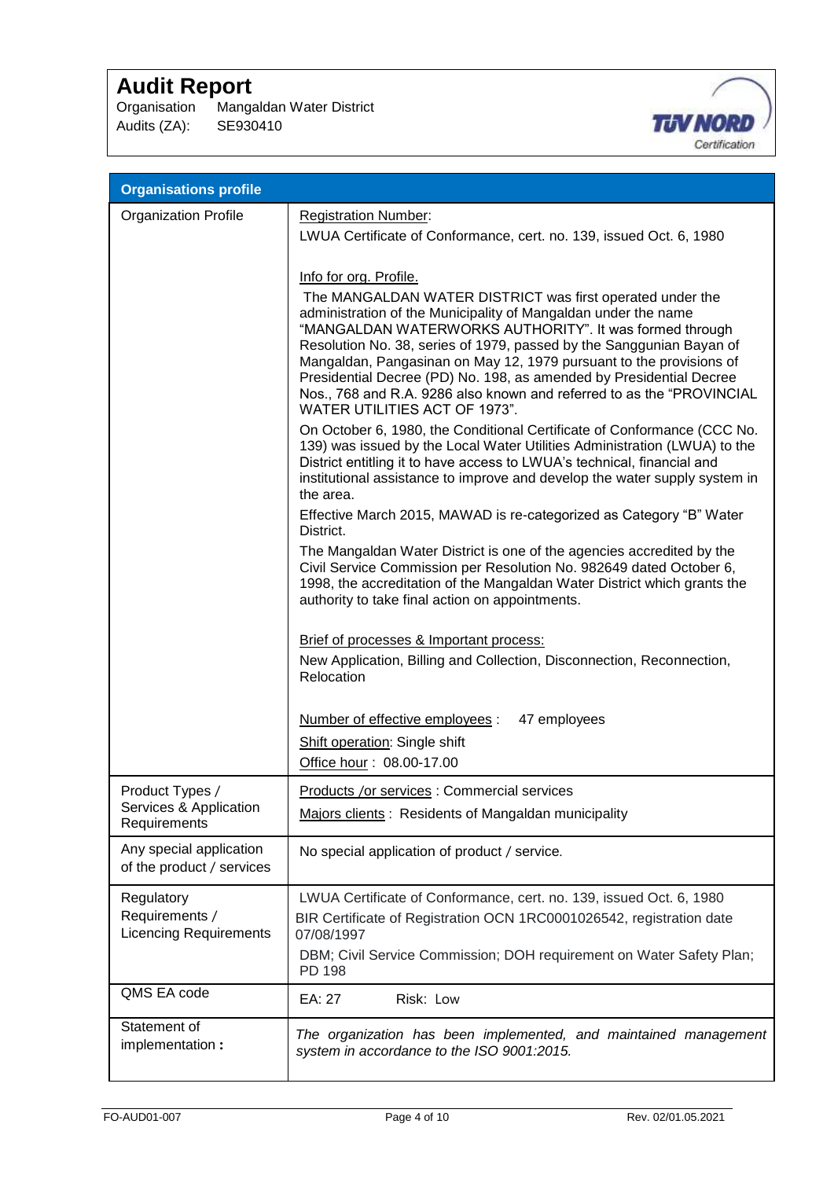# Audit Report

Organisation Mangaldan Water District
Audits (ZA): SE930410

| Organisations profile | |
|---|---|
| Organization Profile | Registration Number:<br>LWUA Certificate of Conformance, cert. no. 139, issued Oct. 6, 1980<br><br>Info for org. Profile.<br>The MANGALDAN WATER DISTRICT was first operated under the administration of the Municipality of Mangaldan under the name "MANGALDAN WATERWORKS AUTHORITY". It was formed through Resolution No. 38, series of 1979, passed by the Sanggunian Bayan of Mangaldan, Pangasinan on May 12, 1979 pursuant to the provisions of Presidential Decree (PD) No. 198, as amended by Presidential Decree Nos., 768 and R.A. 9286 also known and referred to as the "PROVINCIAL WATER UTILITIES ACT OF 1973".<br>On October 6, 1980, the Conditional Certificate of Conformance (CCC No. 139) was issued by the Local Water Utilities Administration (LWUA) to the District entitling it to have access to LWUA's technical, financial and institutional assistance to improve and develop the water supply system in the area.<br>Effective March 2015, MAWAD is re-categorized as Category "B" Water District.<br>The Mangaldan Water District is one of the agencies accredited by the Civil Service Commission per Resolution No. 982649 dated October 6, 1998, the accreditation of the Mangaldan Water District which grants the authority to take final action on appointments.<br><br>Brief of processes & Important process:<br>New Application, Billing and Collection, Disconnection, Reconnection, Relocation<br><br>Number of effective employees : 47 employees<br>Shift operation: Single shift<br>Office hour : 08.00-17.00 |
| Product Types / Services & Application Requirements | Products /or services : Commercial services<br>Majors clients : Residents of Mangaldan municipality |
| Any special application of the product / services | No special application of product / service. |
| Regulatory Requirements / Licencing Requirements | LWUA Certificate of Conformance, cert. no. 139, issued Oct. 6, 1980<br>BIR Certificate of Registration OCN 1RC0001026542, registration date 07/08/1997<br>DBM; Civil Service Commission; DOH requirement on Water Safety Plan; PD 198 |
| QMS EA code | EA: 27 Risk: Low |
| Statement of implementation **:** | *The organization has been implemented, and maintained management system in accordance to the ISO 9001:2015.* |

FO-AUD01-007 Rev. 02/01.05.2021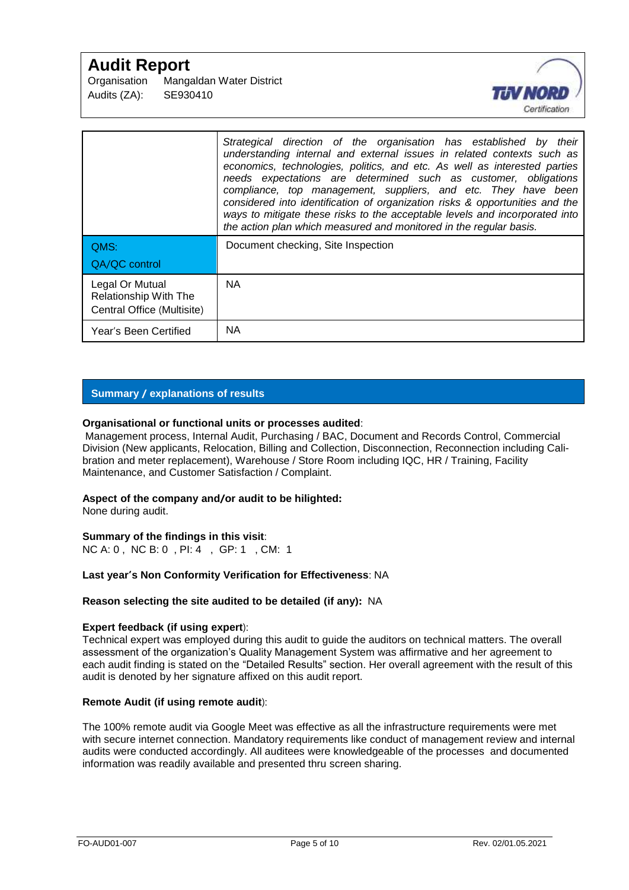| | |
|---|---|
| | *Strategical direction of the organisation has established by their understanding internal and external issues in related contexts such as economics, technologies, politics, and etc. As well as interested parties needs expectations are determined such as customer, obligations compliance, top management, suppliers, and etc. They have been considered into identification of organization risks & opportunities and the ways to mitigate these risks to the acceptable levels and incorporated into the action plan which measured and monitored in the regular basis.* |
| QMS:<br>QA/QC control | Document checking, Site Inspection |
| Legal Or Mutual Relationship With The Central Office (Multisite) | NA |
| Year's Been Certified | NA |

## Summary / explanations of results

**Organisational or functional units or processes audited**:
Management process, Internal Audit, Purchasing / BAC, Document and Records Control, Commercial Division (New applicants, Relocation, Billing and Collection, Disconnection, Reconnection including Calibration and meter replacement), Warehouse / Store Room including IQC, HR / Training, Facility Maintenance, and Customer Satisfaction / Complaint.

**Aspect of the company and/or audit to be hilighted:**
None during audit.

**Summary of the findings in this visit**:
NC A: 0 , NC B: 0 , PI: 4 , GP: 1 , CM: 1

**Last year's Non Conformity Verification for Effectiveness**: NA

**Reason selecting the site audited to be detailed (if any):** NA

**Expert feedback (if using expert**):
Technical expert was employed during this audit to guide the auditors on technical matters. The overall assessment of the organization's Quality Management System was affirmative and her agreement to each audit finding is stated on the "Detailed Results" section. Her overall agreement with the result of this audit is denoted by her signature affixed on this audit report.

**Remote Audit (if using remote audit**):

The 100% remote audit via Google Meet was effective as all the infrastructure requirements were met with secure internet connection. Mandatory requirements like conduct of management review and internal audits were conducted accordingly. All auditees were knowledgeable of the processes and documented information was readily available and presented thru screen sharing.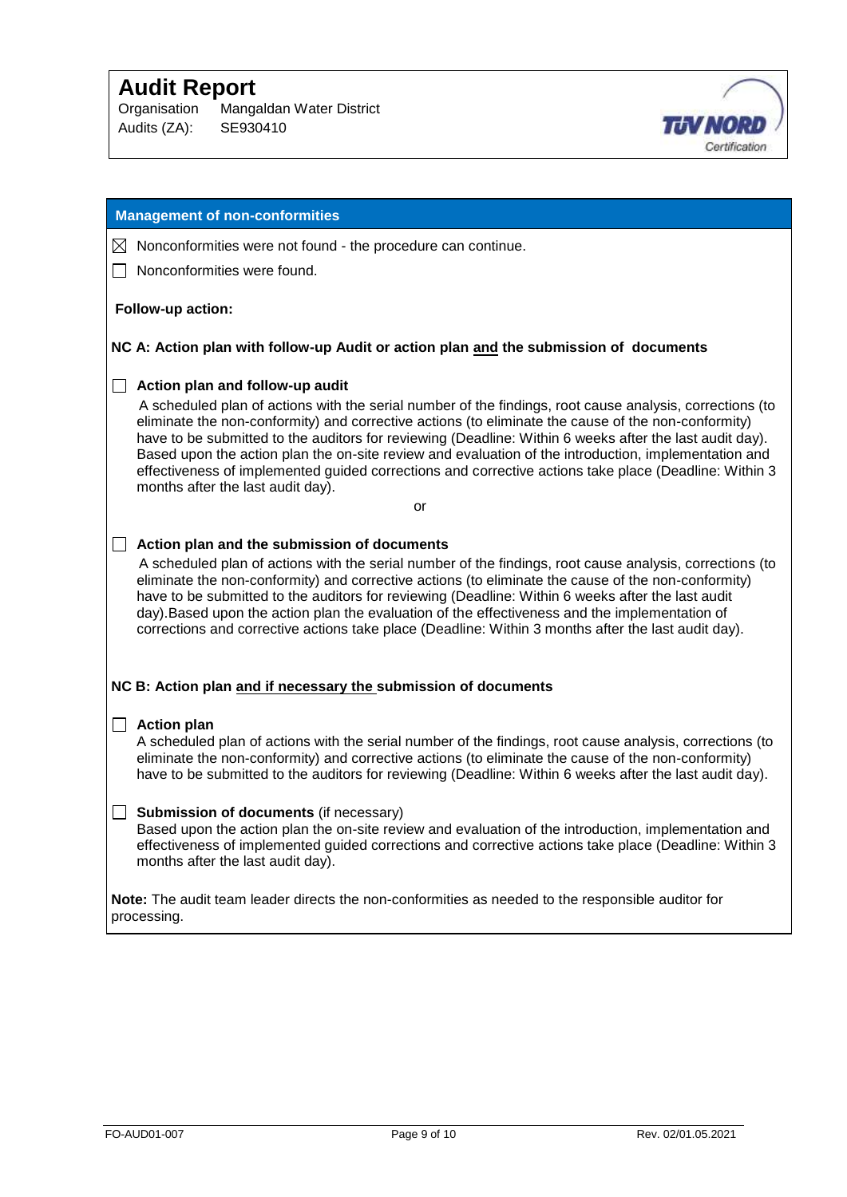## Management of non-conformities

☒ Nonconformities were not found - the procedure can continue.

☐ Nonconformities were found.

**Follow-up action:**

**NC A: Action plan with follow-up Audit or action plan and the submission of documents**

☐ **Action plan and follow-up audit**
A scheduled plan of actions with the serial number of the findings, root cause analysis, corrections (to eliminate the non-conformity) and corrective actions (to eliminate the cause of the non-conformity) have to be submitted to the auditors for reviewing (Deadline: Within 6 weeks after the last audit day). Based upon the action plan the on-site review and evaluation of the introduction, implementation and effectiveness of implemented guided corrections and corrective actions take place (Deadline: Within 3 months after the last audit day).

or

☐ **Action plan and the submission of documents**
A scheduled plan of actions with the serial number of the findings, root cause analysis, corrections (to eliminate the non-conformity) and corrective actions (to eliminate the cause of the non-conformity) have to be submitted to the auditors for reviewing (Deadline: Within 6 weeks after the last audit day).Based upon the action plan the evaluation of the effectiveness and the implementation of corrections and corrective actions take place (Deadline: Within 3 months after the last audit day).

**NC B: Action plan and if necessary the submission of documents**

☐ **Action plan**
A scheduled plan of actions with the serial number of the findings, root cause analysis, corrections (to eliminate the non-conformity) and corrective actions (to eliminate the cause of the non-conformity) have to be submitted to the auditors for reviewing (Deadline: Within 6 weeks after the last audit day).

☐ **Submission of documents** (if necessary)
Based upon the action plan the on-site review and evaluation of the introduction, implementation and effectiveness of implemented guided corrections and corrective actions take place (Deadline: Within 3 months after the last audit day).

**Note:** The audit team leader directs the non-conformities as needed to the responsible auditor for processing.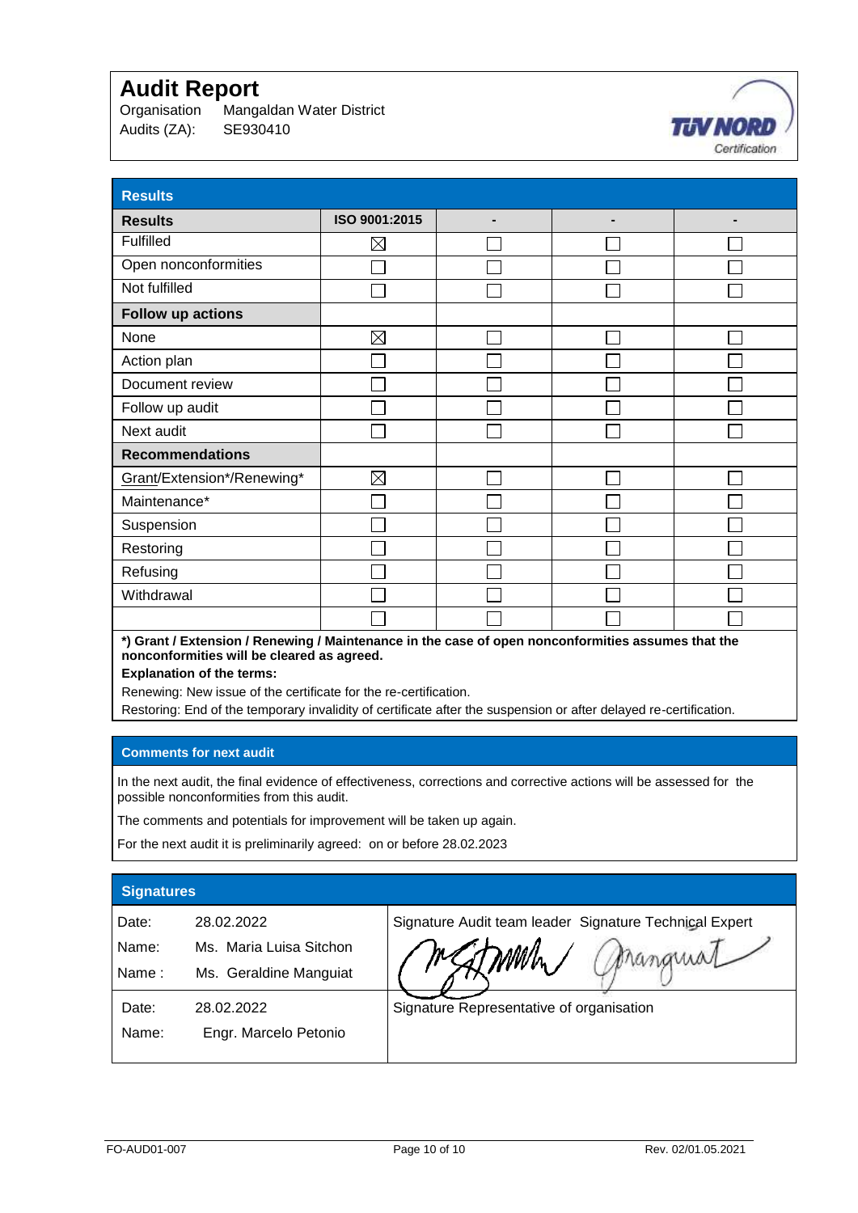# Audit Report

Organisation: Mangaldan Water District
Audits (ZA): SE930410

TÜV NORD Certification

## Results

| **Results** | **ISO 9001:2015** | **-** | **-** | **-** |
|---|---|---|---|---|
| Fulfilled | ☒ | ☐ | ☐ | ☐ |
| Open nonconformities | ☐ | ☐ | ☐ | ☐ |
| Not fulfilled | ☐ | ☐ | ☐ | ☐ |
| **Follow up actions** | | | | |
| None | ☒ | ☐ | ☐ | ☐ |
| Action plan | ☐ | ☐ | ☐ | ☐ |
| Document review | ☐ | ☐ | ☐ | ☐ |
| Follow up audit | ☐ | ☐ | ☐ | ☐ |
| Next audit | ☐ | ☐ | ☐ | ☐ |
| **Recommendations** | | | | |
| Grant/Extension*/Renewing* | ☒ | ☐ | ☐ | ☐ |
| Maintenance* | ☐ | ☐ | ☐ | ☐ |
| Suspension | ☐ | ☐ | ☐ | ☐ |
| Restoring | ☐ | ☐ | ☐ | ☐ |
| Refusing | ☐ | ☐ | ☐ | ☐ |
| Withdrawal | ☐ | ☐ | ☐ | ☐ |
| | ☐ | ☐ | ☐ | ☐ |

***) Grant / Extension / Renewing / Maintenance in the case of open nonconformities assumes that the nonconformities will be cleared as agreed.**

**Explanation of the terms:**

Renewing: New issue of the certificate for the re-certification.

Restoring: End of the temporary invalidity of certificate after the suspension or after delayed re-certification.

## Comments for next audit

In the next audit, the final evidence of effectiveness, corrections and corrective actions will be assessed for the possible nonconformities from this audit.

The comments and potentials for improvement will be taken up again.

For the next audit it is preliminarily agreed: on or before 28.02.2023

## Signatures

| | |
|---|---|
| Date: 28.02.2022<br>Name: Ms. Maria Luisa Sitchon<br>Name : Ms. Geraldine Manguiat | Signature Audit team leader Signature Technical Expert |
| Date: 28.02.2022<br>Name: Engr. Marcelo Petonio | Signature Representative of organisation |

FO-AUD01-007 Rev. 02/01.05.2021